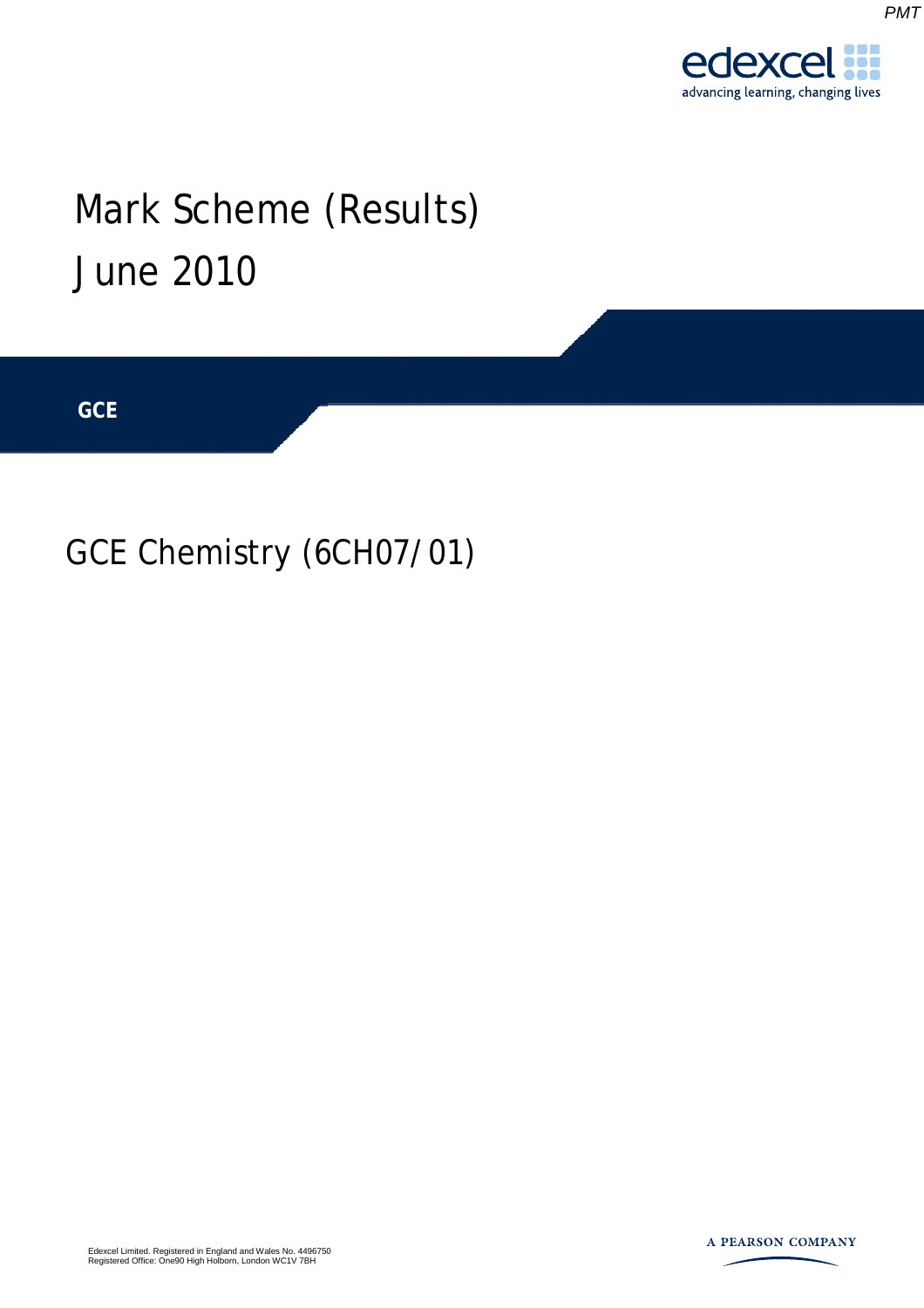edexcel
advancing learning, changing lives

# Mark Scheme (Results)
# June 2010

**GCE**

## GCE Chemistry (6CH07/01)

Edexcel Limited. Registered in England and Wales No. 4496750
Registered Office: One90 High Holborn, London WC1V 7BH

A PEARSON COMPANY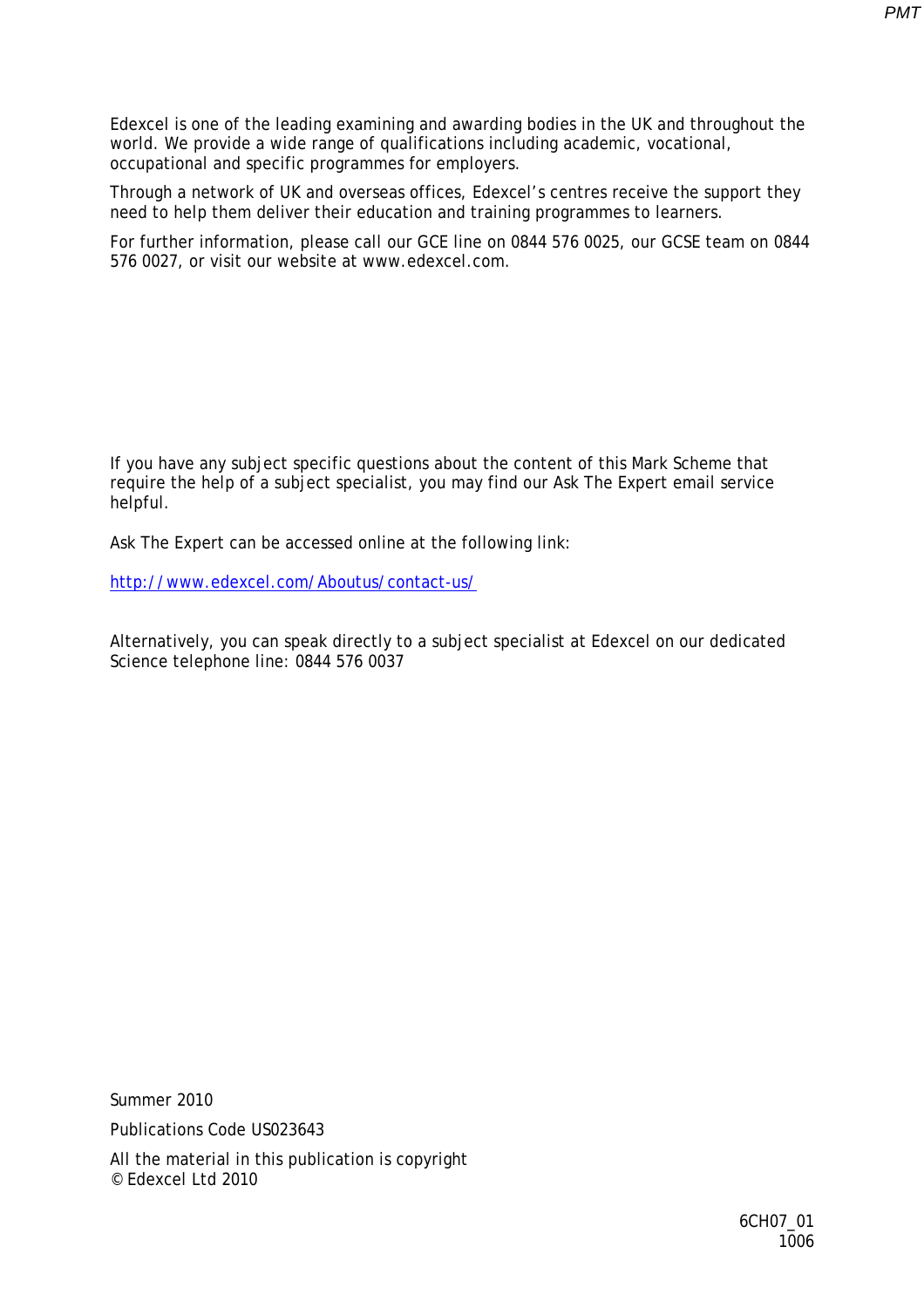Edexcel is one of the leading examining and awarding bodies in the UK and throughout the world. We provide a wide range of qualifications including academic, vocational, occupational and specific programmes for employers.

Through a network of UK and overseas offices, Edexcel's centres receive the support they need to help them deliver their education and training programmes to learners.

For further information, please call our GCE line on 0844 576 0025, our GCSE team on 0844 576 0027, or visit our website at www.edexcel.com.

If you have any subject specific questions about the content of this Mark Scheme that require the help of a subject specialist, you may find our Ask The Expert email service helpful.

Ask The Expert can be accessed online at the following link:

http://www.edexcel.com/Aboutus/contact-us/

Alternatively, you can speak directly to a subject specialist at Edexcel on our dedicated Science telephone line: 0844 576 0037

Summer 2010

Publications Code US023643

All the material in this publication is copyright
© Edexcel Ltd 2010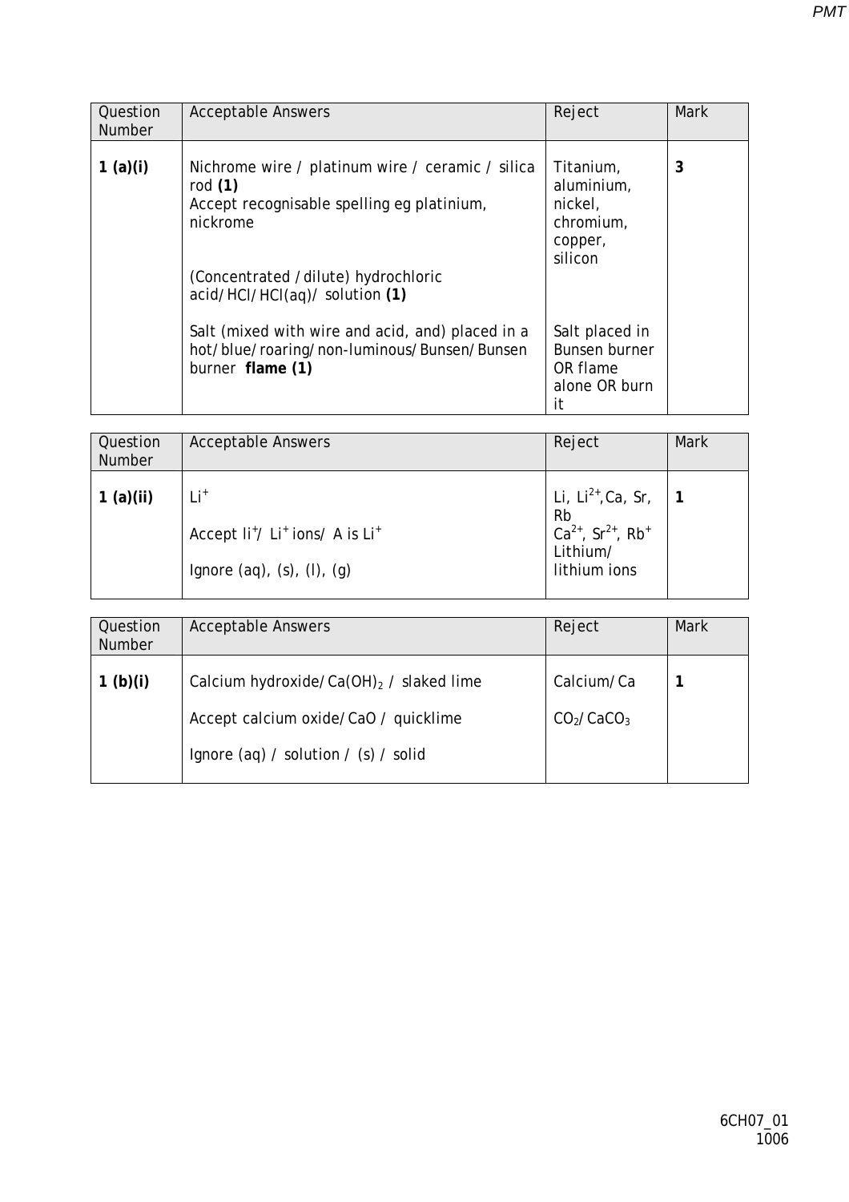| Question Number | Acceptable Answers | Reject | Mark |
| --- | --- | --- | --- |
| **1 (a)(i)** | Nichrome wire / platinum wire / ceramic / silica rod **(1)**<br>Accept recognisable spelling eg platinium, nickrome<br><br>(Concentrated /dilute) hydrochloric acid/HCl/HCl(aq)/ solution **(1)**<br><br>Salt (mixed with wire and acid, and) placed in a hot/blue/roaring/non-luminous/Bunsen/Bunsen burner **flame (1)** | Titanium, aluminium, nickel, chromium, copper, silicon<br><br>Salt placed in Bunsen burner OR flame alone OR burn it | **3** |

| Question Number | Acceptable Answers | Reject | Mark |
| --- | --- | --- | --- |
| **1 (a)(ii)** | $Li^+$<br><br>Accept $li^+$/ $Li^+$ ions/ A is $Li^+$<br><br>Ignore (aq), (s), (l), (g) | Li, $Li^{2+}$, Ca, Sr, Rb<br>$Ca^{2+}$, $Sr^{2+}$, $Rb^+$<br>Lithium/ lithium ions | **1** |

| Question Number | Acceptable Answers | Reject | Mark |
| --- | --- | --- | --- |
| **1 (b)(i)** | Calcium hydroxide/$Ca(OH)_2$ / slaked lime<br><br>Accept calcium oxide/CaO / quicklime<br><br>Ignore (aq) / solution / (s) / solid | Calcium/Ca<br><br>$CO_2$/$CaCO_3$ | **1** |

6CH07_01
1006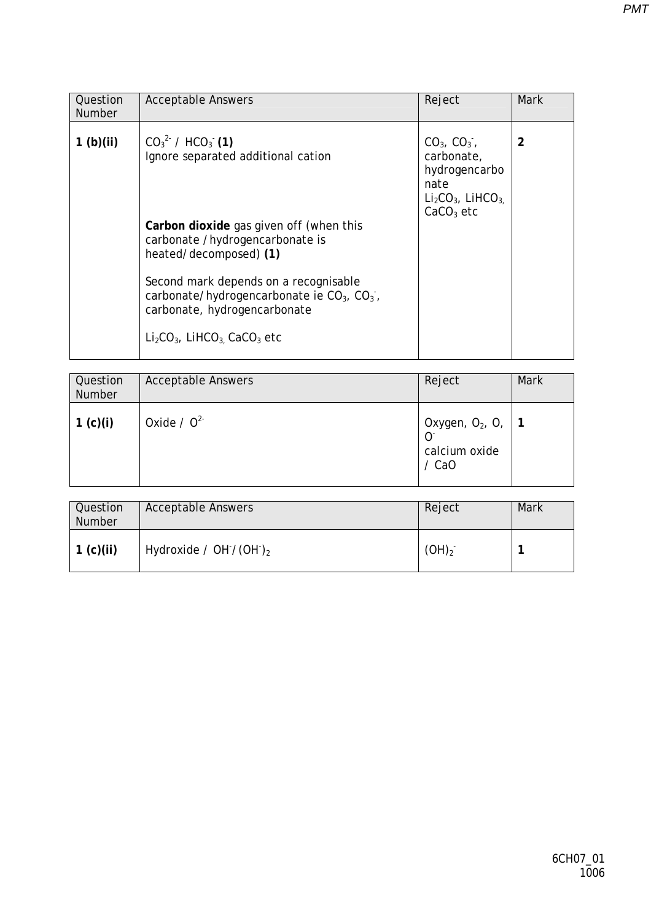| Question Number | Acceptable Answers | Reject | Mark |
|---|---|---|---|
| 1 (b)(ii) | $CO_3^{2-}$ / $HCO_3^-$ **(1)**<br>Ignore separated additional cation<br><br>**Carbon dioxide** gas given off (when this carbonate / hydrogencarbonate is heated/decomposed) **(1)**<br><br>Second mark depends on a recognisable carbonate/hydrogencarbonate ie $CO_3$, $CO_3^-$, carbonate, hydrogencarbonate<br><br>$Li_2CO_3$, $LiHCO_3$, $CaCO_3$ etc | $CO_3$, $CO_3^-$, carbonate, hydrogencarbonate<br>$Li_2CO_3$, $LiHCO_3$, $CaCO_3$ etc | **2** |

| Question Number | Acceptable Answers | Reject | Mark |
|---|---|---|---|
| 1 (c)(i) | Oxide / $O^{2-}$ | Oxygen, $O_2$, O, $O^-$<br>calcium oxide / CaO | **1** |

| Question Number | Acceptable Answers | Reject | Mark |
|---|---|---|---|
| 1 (c)(ii) | Hydroxide / $OH^-$/ $(OH^-)_2$ | $(OH)_2^-$ | **1** |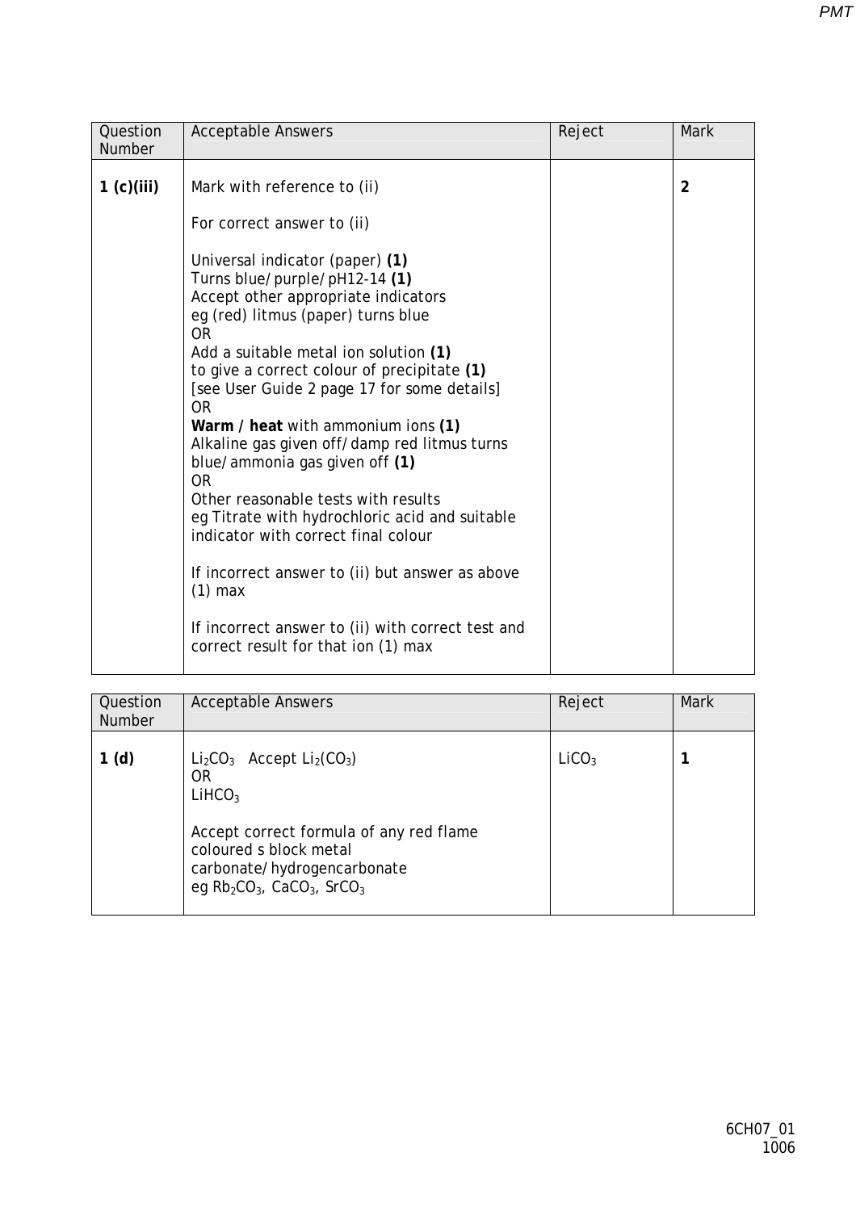| Question Number | Acceptable Answers | Reject | Mark |
|---|---|---|---|
| **1 (c)(iii)** | Mark with reference to (ii)<br><br>For correct answer to (ii)<br><br>Universal indicator (paper) **(1)**<br>Turns blue/purple/pH12-14 **(1)**<br>Accept other appropriate indicators<br>eg (red) litmus (paper) turns blue<br>OR<br>Add a suitable metal ion solution **(1)**<br>to give a correct colour of precipitate **(1)**<br>[see User Guide 2 page 17 for some details]<br>OR<br>**Warm / heat** with ammonium ions **(1)**<br>Alkaline gas given off/damp red litmus turns blue/ammonia gas given off **(1)**<br>OR<br>Other reasonable tests with results<br>eg Titrate with hydrochloric acid and suitable indicator with correct final colour<br><br>If incorrect answer to (ii) but answer as above (1) max<br><br>If incorrect answer to (ii) with correct test and correct result for that ion (1) max | | **2** |

| Question Number | Acceptable Answers | Reject | Mark |
|---|---|---|---|
| **1 (d)** | $Li_2CO_3$ Accept $Li_2(CO_3)$<br>OR<br>$LiHCO_3$<br><br>Accept correct formula of any red flame coloured s block metal carbonate/hydrogencarbonate<br>eg $Rb_2CO_3$, $CaCO_3$, $SrCO_3$ | $LiCO_3$ | **1** |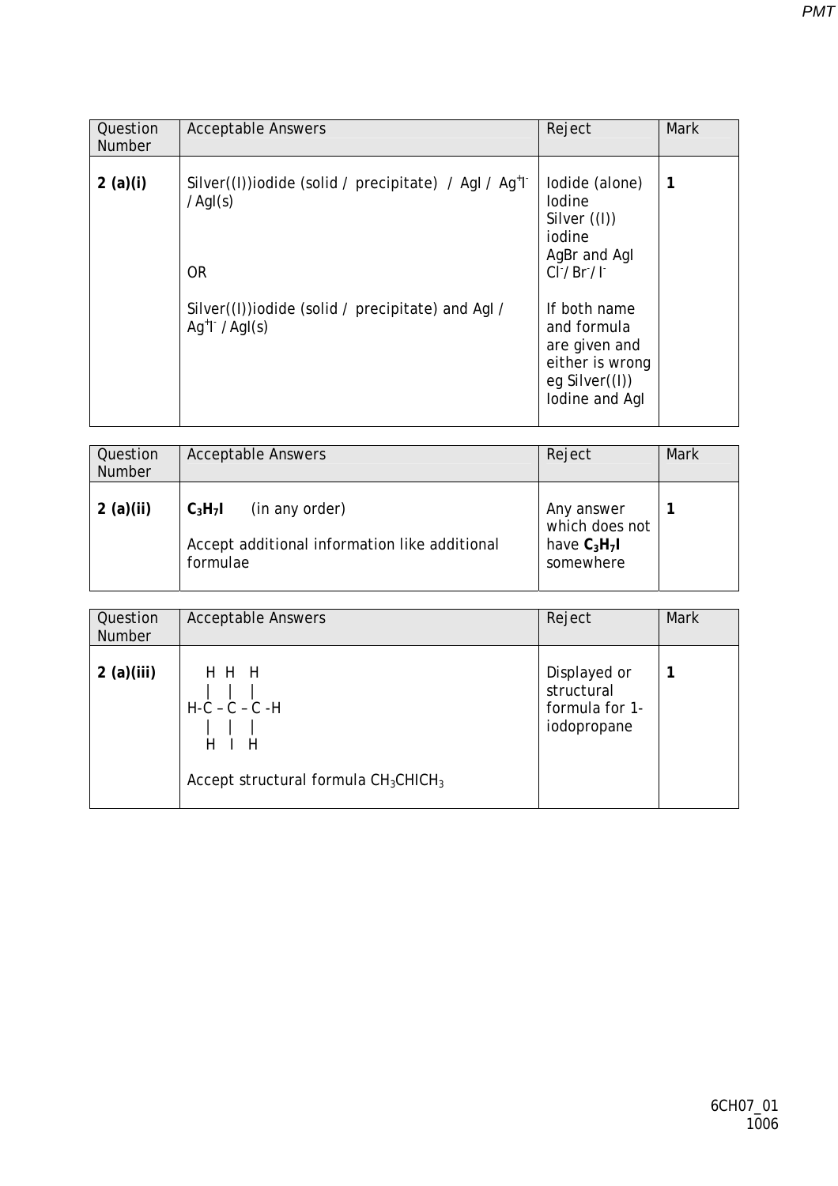| Question Number | Acceptable Answers | Reject | Mark |
|---|---|---|---|
| 2 (a)(i) | Silver((I))iodide (solid / precipitate) / AgI / $Ag^+I^-$ / AgI(s)<br><br>OR<br><br>Silver((I))iodide (solid / precipitate) and AgI / $Ag^+I^-$ / AgI(s) | Iodide (alone)<br>Iodine<br>Silver ((I)) iodine<br>AgBr and AgI<br>$Cl^-$/ $Br^-$/ $I^-$<br><br>If both name and formula are given and either is wrong eg Silver((I)) Iodine and AgI | 1 |

| Question Number | Acceptable Answers | Reject | Mark |
|---|---|---|---|
| 2 (a)(ii) | **$C_3H_7I$** (in any order)<br><br>Accept additional information like additional formulae | Any answer which does not have **$C_3H_7I$** somewhere | 1 |

| Question Number | Acceptable Answers | Reject | Mark |
|---|---|---|---|
| 2 (a)(iii) | Displayed formula of 2-iodopropane (see below)<br><br>Accept structural formula $CH_3CHICH_3$ | Displayed or structural formula for 1-iodopropane | 1 |

```
    H  H   H
    |   |   |
H-C – C – C -H
    |   |   |
    H   I   H
```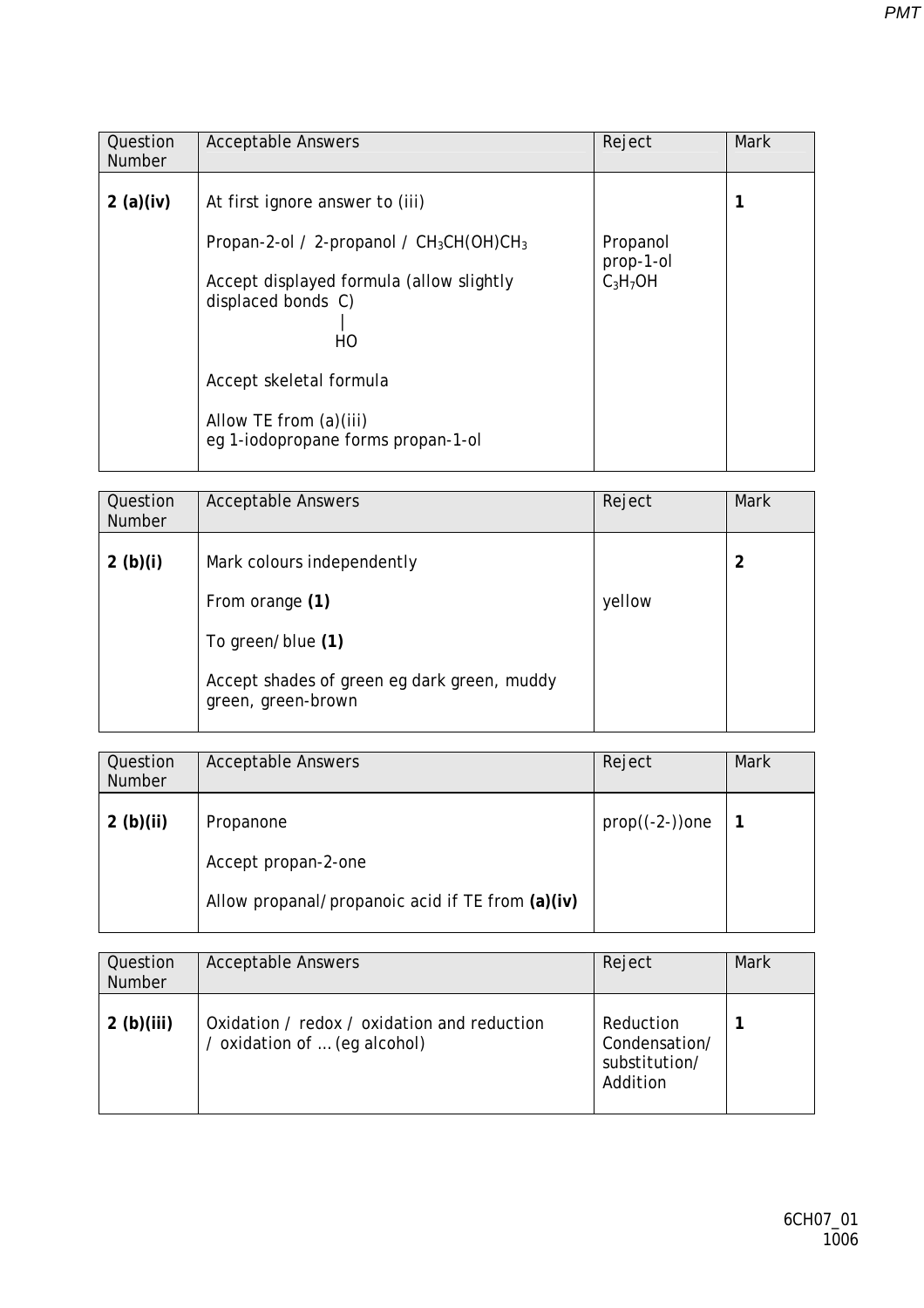| Question Number | Acceptable Answers | Reject | Mark |
|---|---|---|---|
| **2 (a)(iv)** | At first ignore answer to (iii)<br><br>Propan-2-ol / 2-propanol / $CH_3CH(OH)CH_3$<br><br>Accept displayed formula (allow slightly displaced bonds C)<br>\|<br>HO<br><br>Accept skeletal formula<br><br>Allow TE from (a)(iii)<br>eg 1-iodopropane forms propan-1-ol | Propanol<br>prop-1-ol<br>$C_3H_7OH$ | **1** |

| Question Number | Acceptable Answers | Reject | Mark |
|---|---|---|---|
| **2 (b)(i)** | Mark colours independently<br><br>From orange **(1)**<br><br>To green/blue **(1)**<br><br>Accept shades of green eg dark green, muddy green, green-brown | yellow | **2** |

| Question Number | Acceptable Answers | Reject | Mark |
|---|---|---|---|
| **2 (b)(ii)** | Propanone<br><br>Accept propan-2-one<br><br>Allow propanal/propanoic acid if TE from **(a)(iv)** | prop((-2-))one | **1** |

| Question Number | Acceptable Answers | Reject | Mark |
|---|---|---|---|
| **2 (b)(iii)** | Oxidation / redox / oxidation and reduction / oxidation of … (eg alcohol) | Reduction<br>Condensation/<br>substitution/<br>Addition | **1** |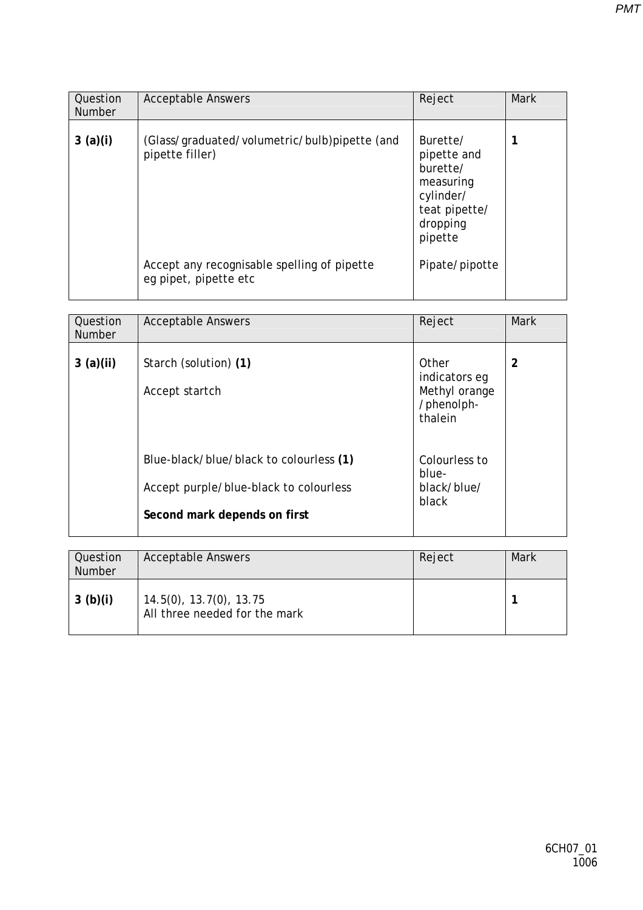| Question Number | Acceptable Answers | Reject | Mark |
|---|---|---|---|
| **3 (a)(i)** | (Glass/graduated/volumetric/bulb)pipette (and pipette filler)<br><br>Accept any recognisable spelling of pipette eg pipet, pipette etc | Burette/ pipette and burette/ measuring cylinder/ teat pipette/ dropping pipette<br><br>Pipate/pipotte | **1** |

| Question Number | Acceptable Answers | Reject | Mark |
|---|---|---|---|
| **3 (a)(ii)** | Starch (solution) **(1)**<br><br>Accept startch<br><br>Blue-black/blue/black to colourless **(1)**<br><br>Accept purple/blue-black to colourless<br><br>**Second mark depends on first** | Other indicators eg Methyl orange /phenolph-thalein<br><br>Colourless to blue-black/blue/ black | **2** |

| Question Number | Acceptable Answers | Reject | Mark |
|---|---|---|---|
| **3 (b)(i)** | 14.5(0), 13.7(0), 13.75<br>All three needed for the mark | | **1** |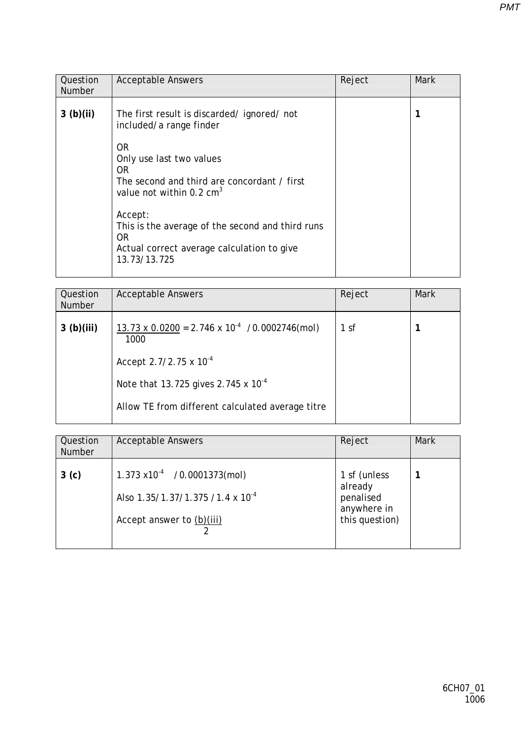| Question Number | Acceptable Answers | Reject | Mark |
|---|---|---|---|
| **3 (b)(ii)** | The first result is discarded/ ignored/ not included/a range finder<br><br>OR<br>Only use last two values<br>OR<br>The second and third are concordant / first value not within 0.2 $cm^3$<br><br>Accept:<br>This is the average of the second and third runs<br>OR<br>Actual correct average calculation to give 13.73/13.725 | | **1** |

| Question Number | Acceptable Answers | Reject | Mark |
|---|---|---|---|
| **3 (b)(iii)** | $\frac{13.73 \times 0.0200}{1000} = 2.746 \times 10^{-4}$ / 0.0002746(mol)<br><br>Accept 2.7/2.75 x $10^{-4}$<br><br>Note that 13.725 gives 2.745 x $10^{-4}$<br><br>Allow TE from different calculated average titre | 1 sf | **1** |

| Question Number | Acceptable Answers | Reject | Mark |
|---|---|---|---|
| **3 (c)** | 1.373 x$10^{-4}$ / 0.0001373(mol)<br><br>Also 1.35/1.37/1.375 /1.4 x $10^{-4}$<br><br>Accept answer to $\frac{(b)(iii)}{2}$ | 1 sf (unless already penalised anywhere in this question) | **1** |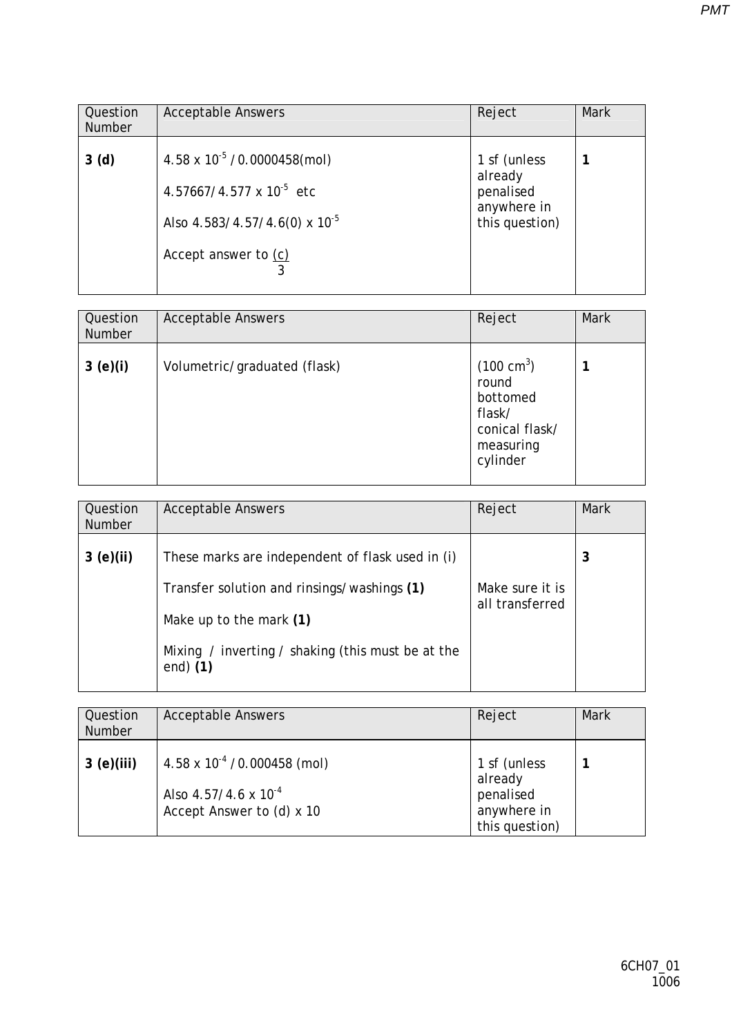| Question Number | Acceptable Answers | Reject | Mark |
|---|---|---|---|
| 3 (d) | $4.58 \times 10^{-5}$ / 0.0000458(mol)<br><br>4.57667/$4.577 \times 10^{-5}$ etc<br><br>Also 4.583/4.57/$4.6(0) \times 10^{-5}$<br><br>Accept answer to $\frac{(c)}{3}$ | 1 sf (unless already penalised anywhere in this question) | 1 |

| Question Number | Acceptable Answers | Reject | Mark |
|---|---|---|---|
| 3 (e)(i) | Volumetric/graduated (flask) | (100 $cm^3$) round bottomed flask/ conical flask/ measuring cylinder | 1 |

| Question Number | Acceptable Answers | Reject | Mark |
|---|---|---|---|
| 3 (e)(ii) | These marks are independent of flask used in (i)<br><br>Transfer solution and rinsings/washings **(1)**<br><br>Make up to the mark **(1)**<br><br>Mixing / inverting / shaking (this must be at the end) **(1)** | Make sure it is all transferred | 3 |

| Question Number | Acceptable Answers | Reject | Mark |
|---|---|---|---|
| 3 (e)(iii) | $4.58 \times 10^{-4}$ / 0.000458 (mol)<br><br>Also 4.57/$4.6 \times 10^{-4}$<br>Accept Answer to (d) x 10 | 1 sf (unless already penalised anywhere in this question) | 1 |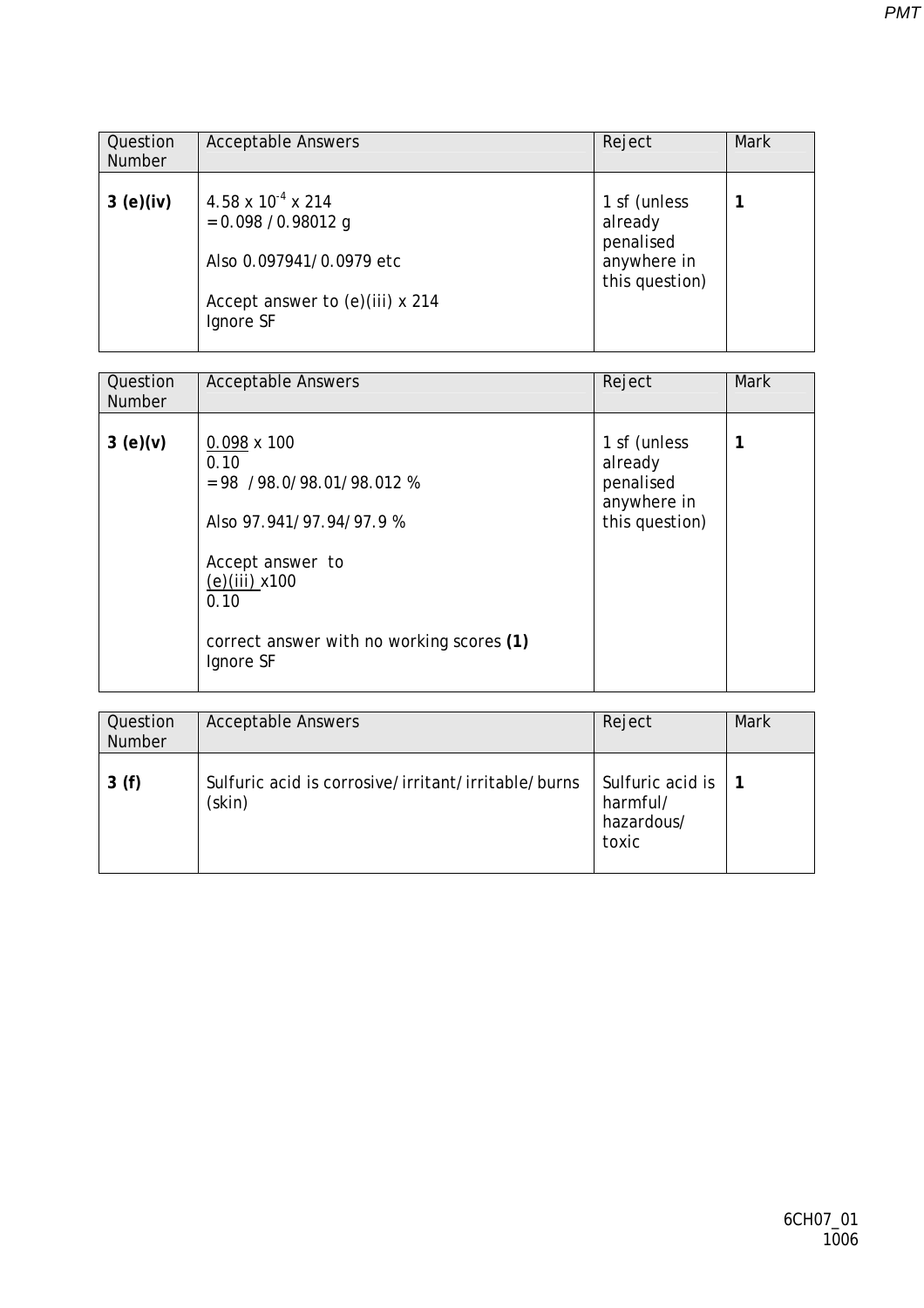| Question Number | Acceptable Answers | Reject | Mark |
|---|---|---|---|
| **3 (e)(iv)** | $4.58 \times 10^{-4} \times 214$<br>= 0.098 / 0.98012 g<br><br>Also 0.097941/0.0979 etc<br><br>Accept answer to (e)(iii) x 214<br>Ignore SF | 1 sf (unless already penalised anywhere in this question) | **1** |

| Question Number | Acceptable Answers | Reject | Mark |
|---|---|---|---|
| **3 (e)(v)** | $\frac{0.098}{0.10} \times 100$<br>= 98 / 98.0/ 98.01/ 98.012 %<br><br>Also 97.941/ 97.94/ 97.9 %<br><br>Accept answer to<br>$\frac{\text{(e)(iii)}}{0.10} \times 100$<br><br>correct answer with no working scores **(1)**<br>Ignore SF | 1 sf (unless already penalised anywhere in this question) | **1** |

| Question Number | Acceptable Answers | Reject | Mark |
|---|---|---|---|
| **3 (f)** | Sulfuric acid is corrosive/ irritant/ irritable/ burns (skin) | Sulfuric acid is harmful/ hazardous/ toxic | **1** |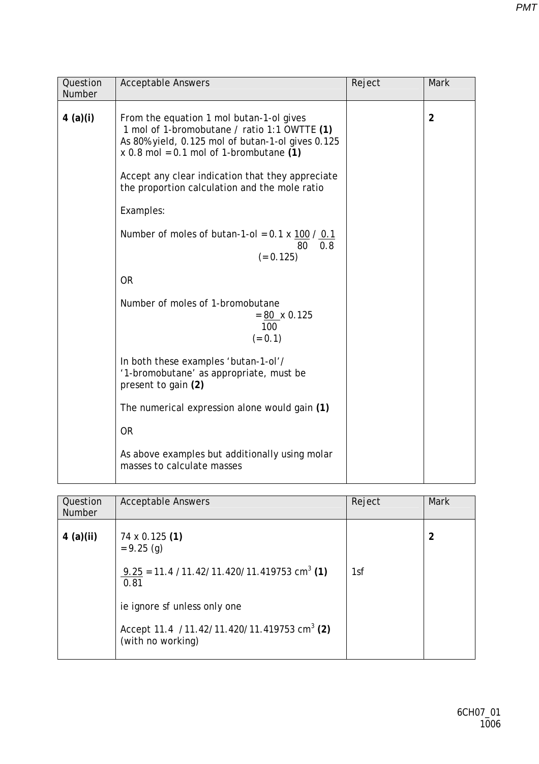| Question Number | Acceptable Answers | Reject | Mark |
|---|---|---|---|
| 4 (a)(i) | From the equation 1 mol butan-1-ol gives 1 mol of 1-bromobutane / ratio 1:1 OWTTE **(1)**<br>As 80% yield, 0.125 mol of butan-1-ol gives 0.125 x 0.8 mol = 0.1 mol of 1-brombutane **(1)**<br><br>Accept any clear indication that they appreciate the proportion calculation and the mole ratio<br><br>Examples:<br><br>Number of moles of butan-1-ol = $0.1 \times \frac{100}{80}$ / $\frac{0.1}{0.8}$<br>(= 0.125)<br><br>OR<br><br>Number of moles of 1-bromobutane<br>= $\frac{80}{100} \times 0.125$<br>(= 0.1)<br><br>In both these examples 'butan-1-ol'/ '1-bromobutane' as appropriate, must be present to gain **(2)**<br><br>The numerical expression alone would gain **(1)**<br><br>OR<br><br>As above examples but additionally using molar masses to calculate masses | | 2 |

| Question Number | Acceptable Answers | Reject | Mark |
|---|---|---|---|
| 4 (a)(ii) | 74 x 0.125 **(1)**<br>= 9.25 (g)<br><br>$\frac{9.25}{0.81}$ = 11.4 / 11.42/ 11.420/ 11.419753 $cm^3$ **(1)**<br><br>ie ignore sf unless only one<br><br>Accept 11.4 / 11.42/ 11.420/ 11.419753 $cm^3$ **(2)** (with no working) | 1sf | 2 |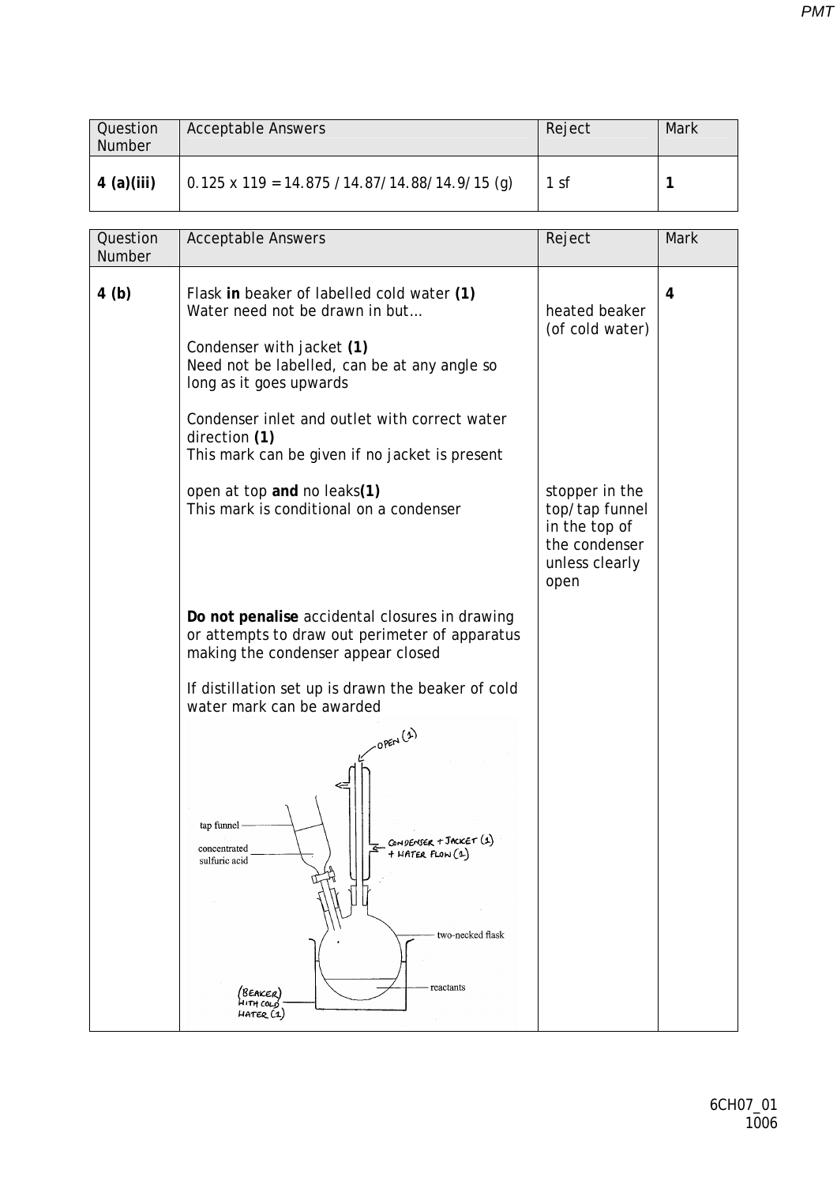| Question Number | Acceptable Answers | Reject | Mark |
|---|---|---|---|
| **4 (a)(iii)** | 0.125 x 119 = 14.875 / 14.87/ 14.88/ 14.9/ 15 (g) | 1 sf | **1** |

| Question Number | Acceptable Answers | Reject | Mark |
|---|---|---|---|
| **4 (b)** | Flask **in** beaker of labelled cold water **(1)**<br>Water need not be drawn in but… <br><br>Condenser with jacket **(1)**<br>Need not be labelled, can be at any angle so long as it goes upwards<br><br>Condenser inlet and outlet with correct water direction **(1)**<br>This mark can be given if no jacket is present<br><br>open at top **and** no leaks**(1)**<br>This mark is conditional on a condenser<br><br>**Do not penalise** accidental closures in drawing or attempts to draw out perimeter of apparatus making the condenser appear closed<br><br>If distillation set up is drawn the beaker of cold water mark can be awarded<br><br>Diagram labels: OPEN (1); tap funnel; concentrated sulfuric acid; CONDENSER + JACKET (1) + WATER FLOW (1); two-necked flask; reactants; (BEAKER) WITH COLD WATER (1) | heated beaker (of cold water)<br><br>stopper in the top/tap funnel in the top of the condenser unless clearly open | **4** |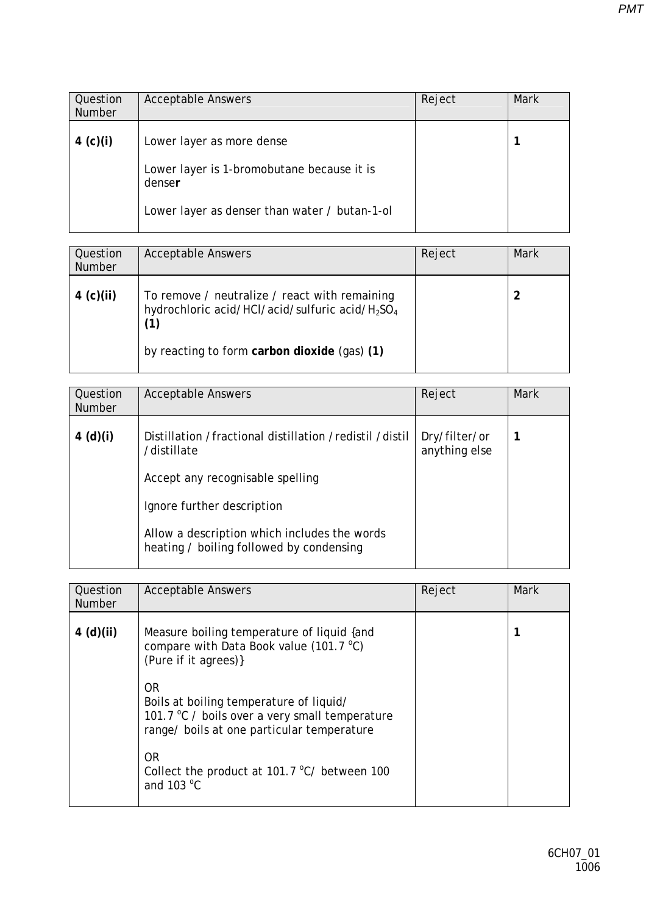| Question Number | Acceptable Answers | Reject | Mark |
| --- | --- | --- | --- |
| **4 (c)(i)** | Lower layer as more dense<br><br>Lower layer is 1-bromobutane because it is dense**r**<br><br>Lower layer as denser than water / butan-1-ol | | **1** |

| Question Number | Acceptable Answers | Reject | Mark |
| --- | --- | --- | --- |
| **4 (c)(ii)** | To remove / neutralize / react with remaining hydrochloric acid/HCl/acid/sulfuric acid/$H_2SO_4$ **(1)**<br><br>by reacting to form **carbon dioxide** (gas) **(1)** | | **2** |

| Question Number | Acceptable Answers | Reject | Mark |
| --- | --- | --- | --- |
| **4 (d)(i)** | Distillation /fractional distillation /redistil /distil /distillate<br><br>Accept any recognisable spelling<br><br>Ignore further description<br><br>Allow a description which includes the words heating / boiling followed by condensing | Dry/filter/or anything else | **1** |

| Question Number | Acceptable Answers | Reject | Mark |
| --- | --- | --- | --- |
| **4 (d)(ii)** | Measure boiling temperature of liquid {and compare with Data Book value (101.7 $^{o}$C) (Pure if it agrees)}<br><br>OR<br>Boils at boiling temperature of liquid/ 101.7 $^{o}$C / boils over a very small temperature range/ boils at one particular temperature<br><br>OR<br>Collect the product at 101.7 $^{o}$C/ between 100 and 103 $^{o}$C | | **1** |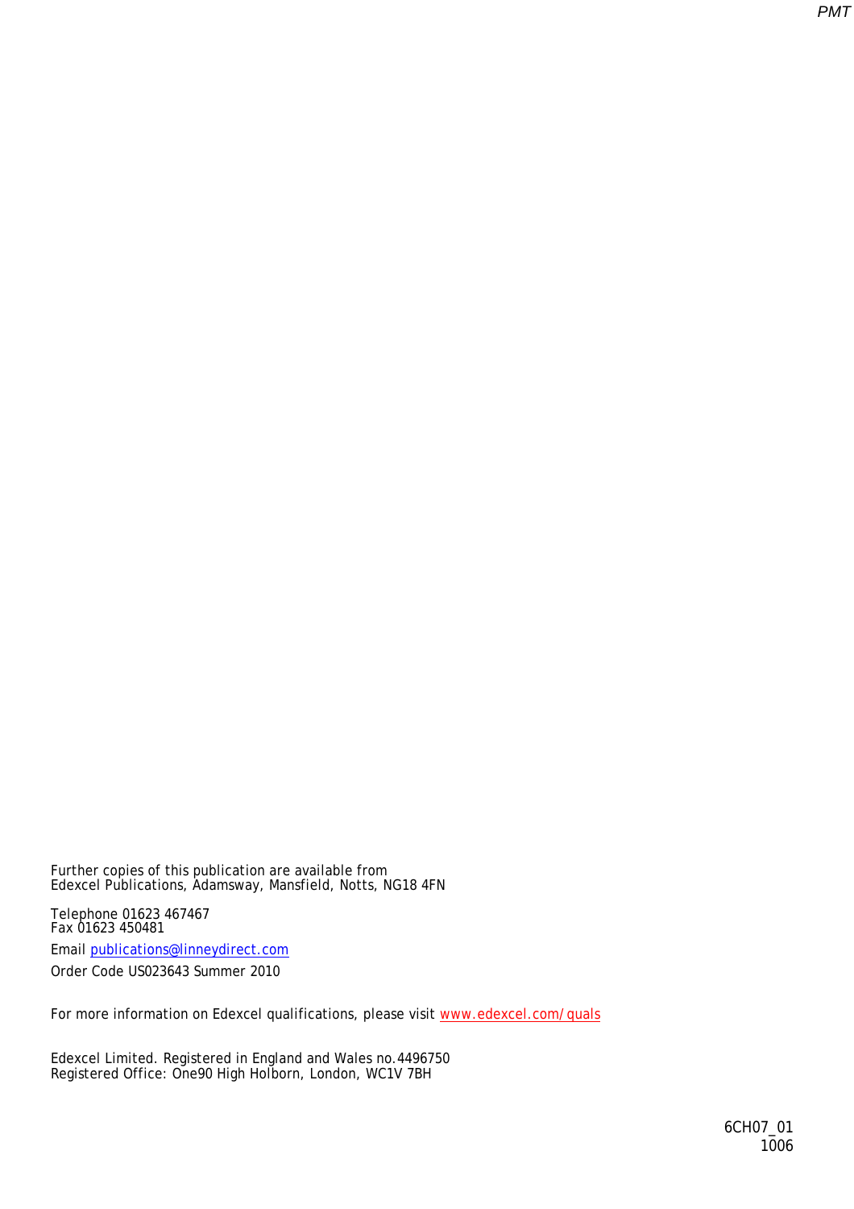Further copies of this publication are available from
Edexcel Publications, Adamsway, Mansfield, Notts, NG18 4FN

Telephone 01623 467467
Fax 01623 450481

Email publications@linneydirect.com

Order Code US023643 Summer 2010

For more information on Edexcel qualifications, please visit www.edexcel.com/quals

Edexcel Limited. Registered in England and Wales no.4496750
Registered Office: One90 High Holborn, London, WC1V 7BH